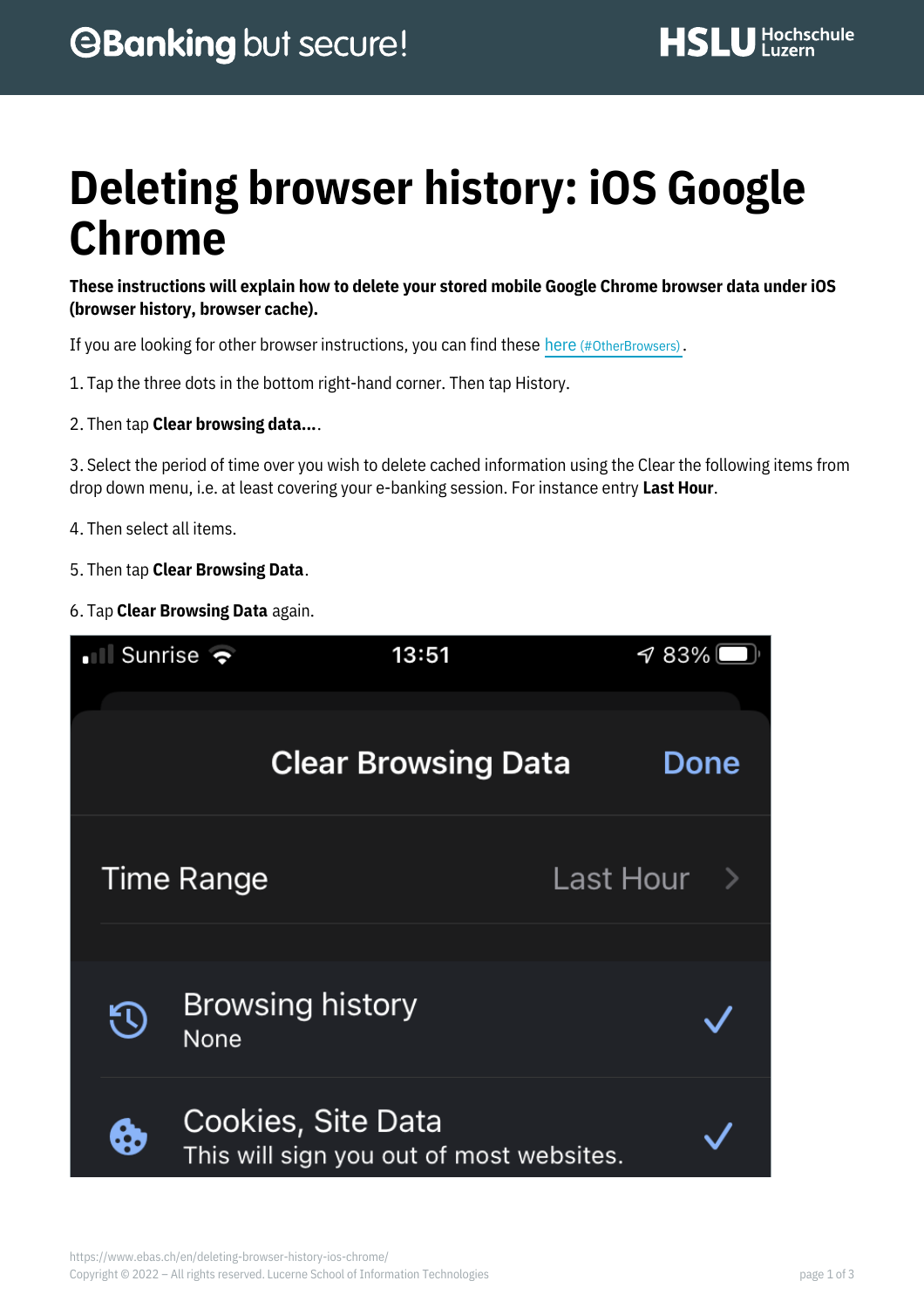# Deleting browser history: iOS Google Chrome

**These instructions will explain how to delete your stored mobile Google Chrome browser data under iOS (browser history, browser cache).**

If you are looking for other browser instructions, you can find these here (#OtherBrowsers).

1. Tap the three dots in the bottom right-hand corner. Then tap History.

2. Then tap **Clear browsing data...**.

3. Select the period of time over you wish to delete cached information using the Clear the following items from drop down menu, i.e. at least covering your e-banking session. For instance entry **Last Hour**.

4. Then select all items.

5. Then tap **Clear Browsing Data**.

6. Tap **Clear Browsing Data** again.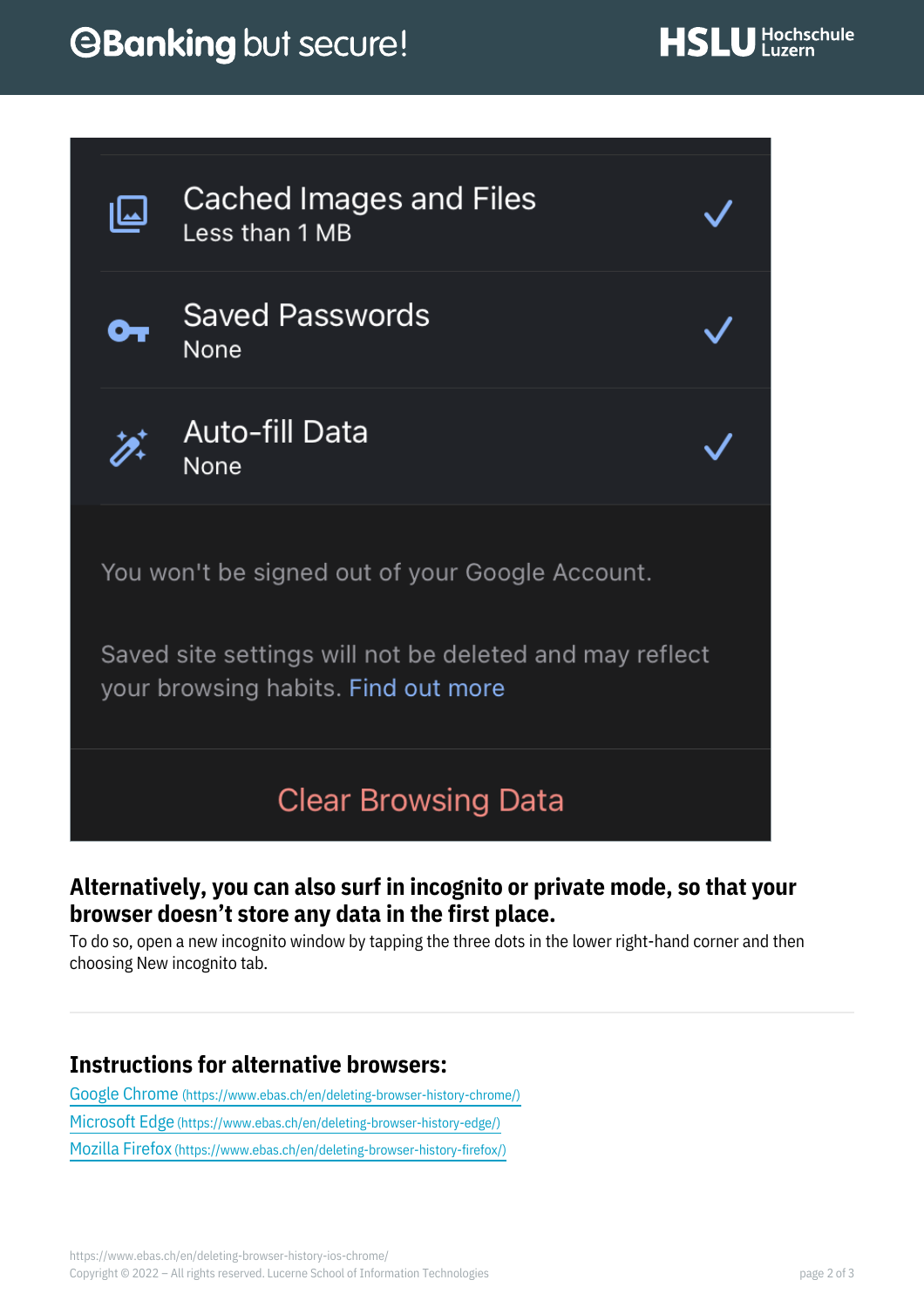Cached Images and Files
Less than 1 MB

Saved Passwords
None

Auto-fill Data
None

You won't be signed out of your Google Account.

Saved site settings will not be deleted and may reflect your browsing habits. Find out more

Clear Browsing Data

**Alternatively, you can also surf in incognito or private mode, so that your browser doesn't store any data in the first place.**

To do so, open a new incognito window by tapping the three dots in the lower right-hand corner and then choosing New incognito tab.

---

## Instructions for alternative browsers:

[Google Chrome (https://www.ebas.ch/en/deleting-browser-history-chrome/)](https://www.ebas.ch/en/deleting-browser-history-chrome/)
[Microsoft Edge (https://www.ebas.ch/en/deleting-browser-history-edge/)](https://www.ebas.ch/en/deleting-browser-history-edge/)
[Mozilla Firefox (https://www.ebas.ch/en/deleting-browser-history-firefox/)](https://www.ebas.ch/en/deleting-browser-history-firefox/)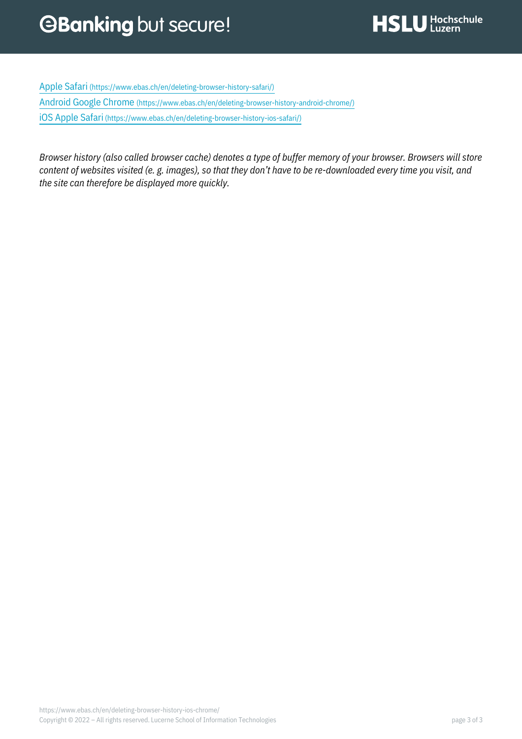[Apple Safari (https://www.ebas.ch/en/deleting-browser-history-safari/)](https://www.ebas.ch/en/deleting-browser-history-safari/)
[Android Google Chrome (https://www.ebas.ch/en/deleting-browser-history-android-chrome/)](https://www.ebas.ch/en/deleting-browser-history-android-chrome/)
[iOS Apple Safari (https://www.ebas.ch/en/deleting-browser-history-ios-safari/)](https://www.ebas.ch/en/deleting-browser-history-ios-safari/)

*Browser history (also called browser cache) denotes a type of buffer memory of your browser. Browsers will store content of websites visited (e. g. images), so that they don't have to be re-downloaded every time you visit, and the site can therefore be displayed more quickly.*